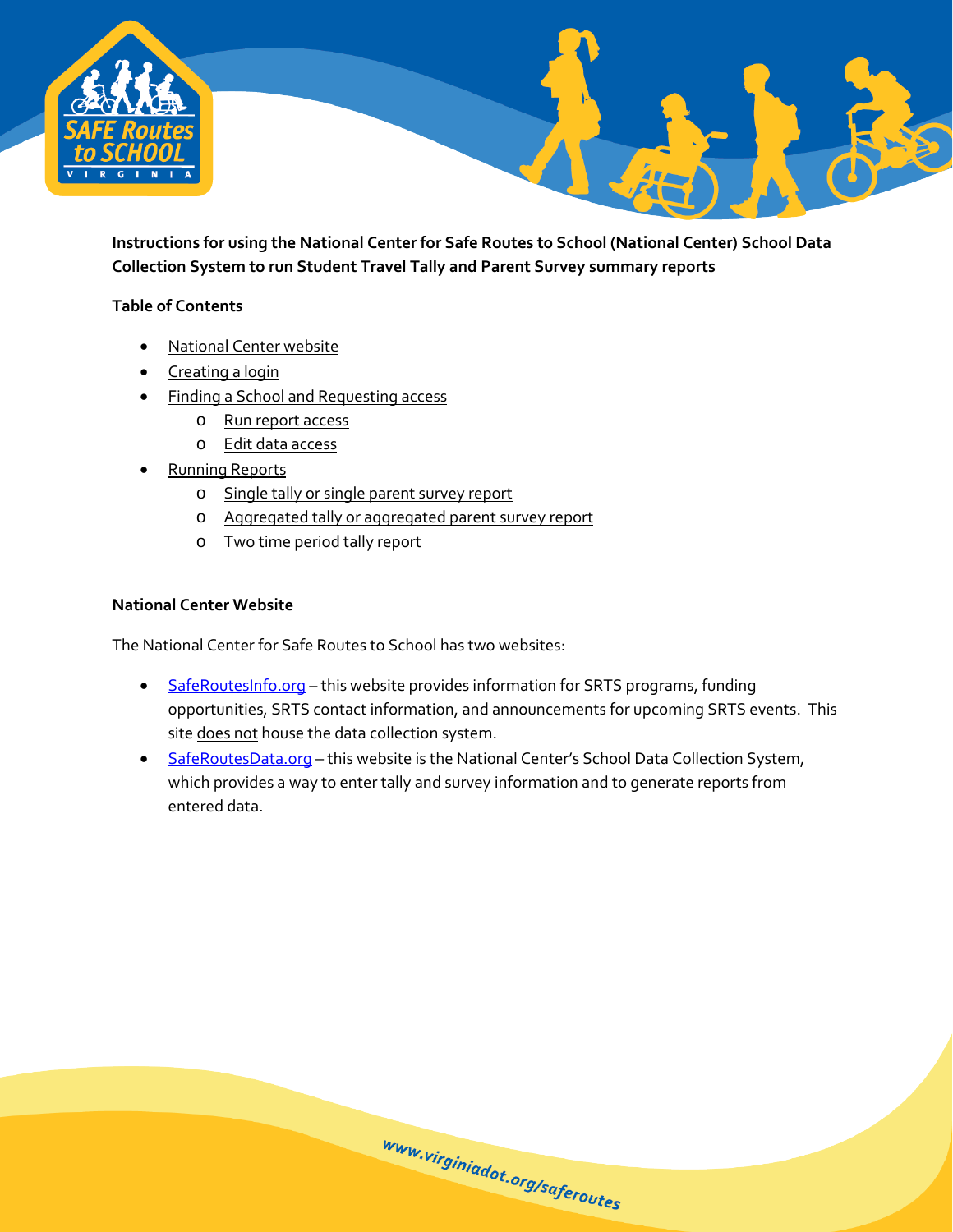**Instructions for using the National Center for Safe Routes to School (National Center) School Data Collection System to run Student Travel Tally and Parent Survey summary reports**

**Table of Contents**

- National Center website
- Creating a login
- Finding a School and Requesting access
  - Run report access
  - Edit data access
- Running Reports
  - Single tally or single parent survey report
  - Aggregated tally or aggregated parent survey report
  - Two time period tally report

**National Center Website**

The National Center for Safe Routes to School has two websites:

- SafeRoutesInfo.org – this website provides information for SRTS programs, funding opportunities, SRTS contact information, and announcements for upcoming SRTS events. This site does not house the data collection system.
- SafeRoutesData.org – this website is the National Center's School Data Collection System, which provides a way to enter tally and survey information and to generate reports from entered data.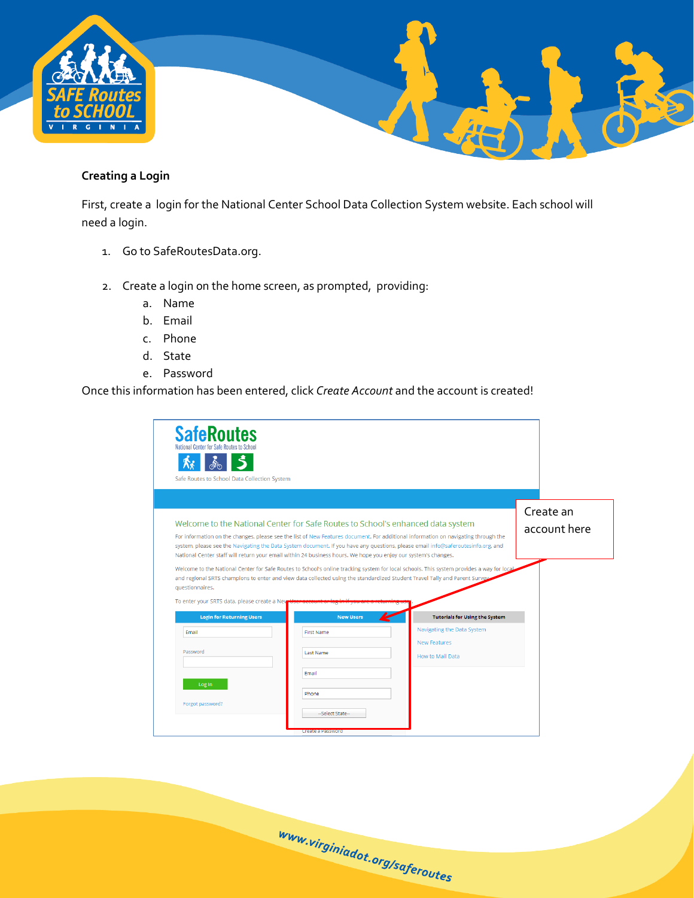**Creating a Login**

First, create a login for the National Center School Data Collection System website. Each school will need a login.

1. Go to SafeRoutesData.org.

2. Create a login on the home screen, as prompted, providing:
   a. Name
   b. Email
   c. Phone
   d. State
   e. Password

Once this information has been entered, click *Create Account* and the account is created!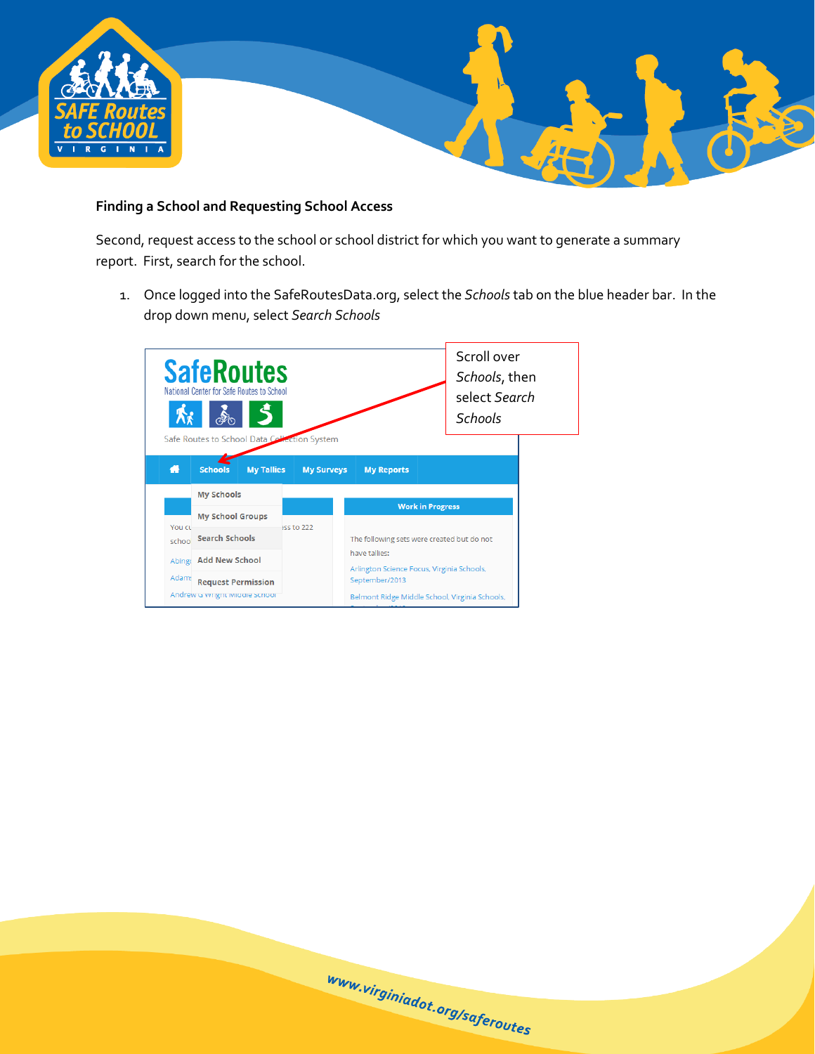**Finding a School and Requesting School Access**

Second, request access to the school or school district for which you want to generate a summary report. First, search for the school.

1. Once logged into the SafeRoutesData.org, select the *Schools* tab on the blue header bar. In the drop down menu, select *Search Schools*

Scroll over *Schools*, then select *Search Schools*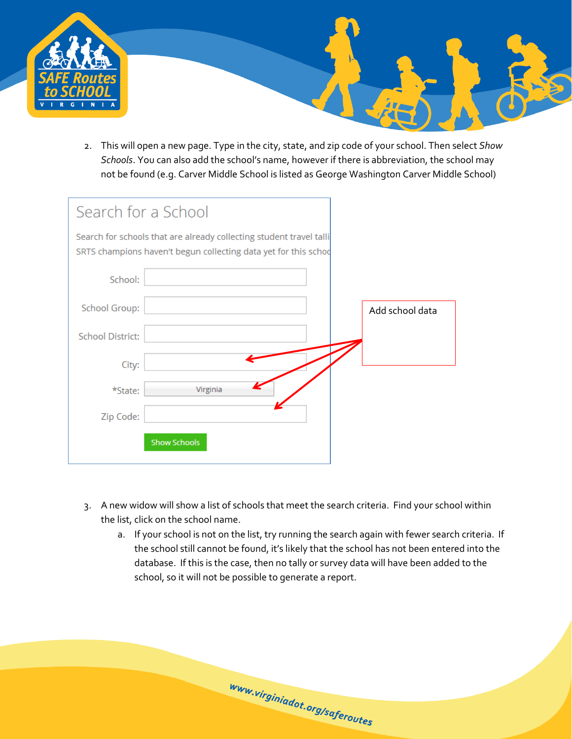2. This will open a new page. Type in the city, state, and zip code of your school. Then select *Show Schools*. You can also add the school's name, however if there is abbreviation, the school may not be found (e.g. Carver Middle School is listed as George Washington Carver Middle School)

Search for a School

Search for schools that are already collecting student travel talli
SRTS champions haven't begun collecting data yet for this schoo

School:

School Group:

School District:

City:

*State: Virginia

Zip Code:

Show Schools

Add school data

3. A new widow will show a list of schools that meet the search criteria. Find your school within the list, click on the school name.
   a. If your school is not on the list, try running the search again with fewer search criteria. If the school still cannot be found, it's likely that the school has not been entered into the database. If this is the case, then no tally or survey data will have been added to the school, so it will not be possible to generate a report.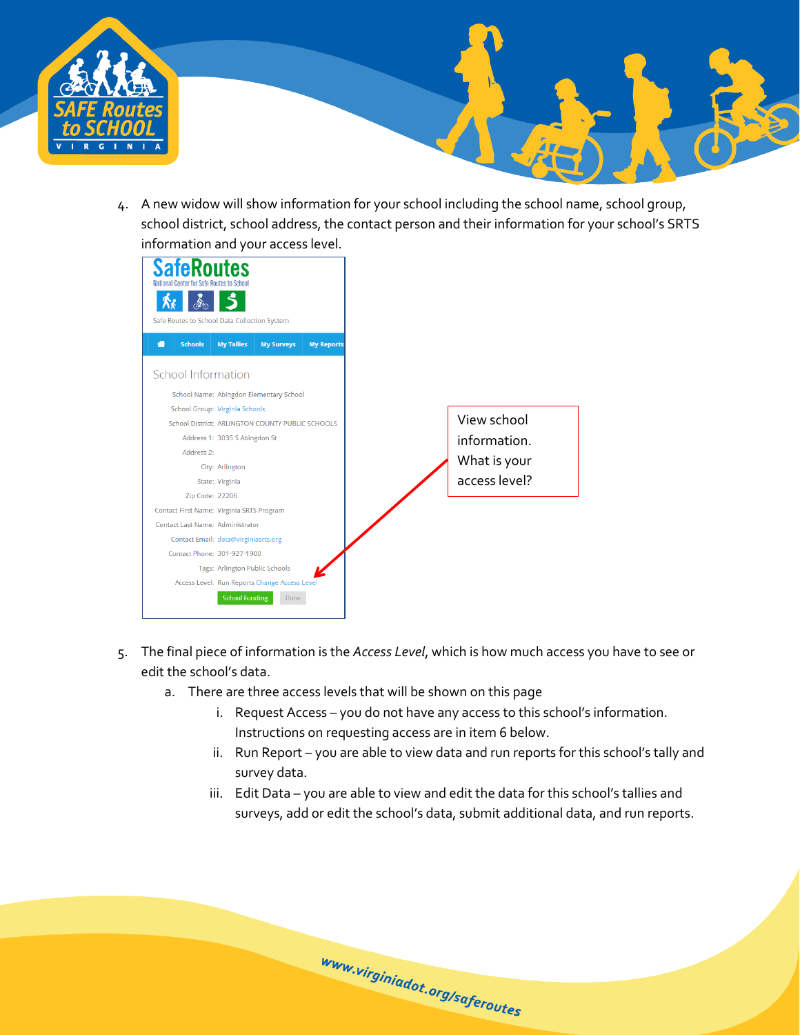4. A new widow will show information for your school including the school name, school group, school district, school address, the contact person and their information for your school's SRTS information and your access level.

5. The final piece of information is the *Access Level*, which is how much access you have to see or edit the school's data.
   a. There are three access levels that will be shown on this page
      i. Request Access – you do not have any access to this school's information. Instructions on requesting access are in item 6 below.
      ii. Run Report – you are able to view data and run reports for this school's tally and survey data.
      iii. Edit Data – you are able to view and edit the data for this school's tallies and surveys, add or edit the school's data, submit additional data, and run reports.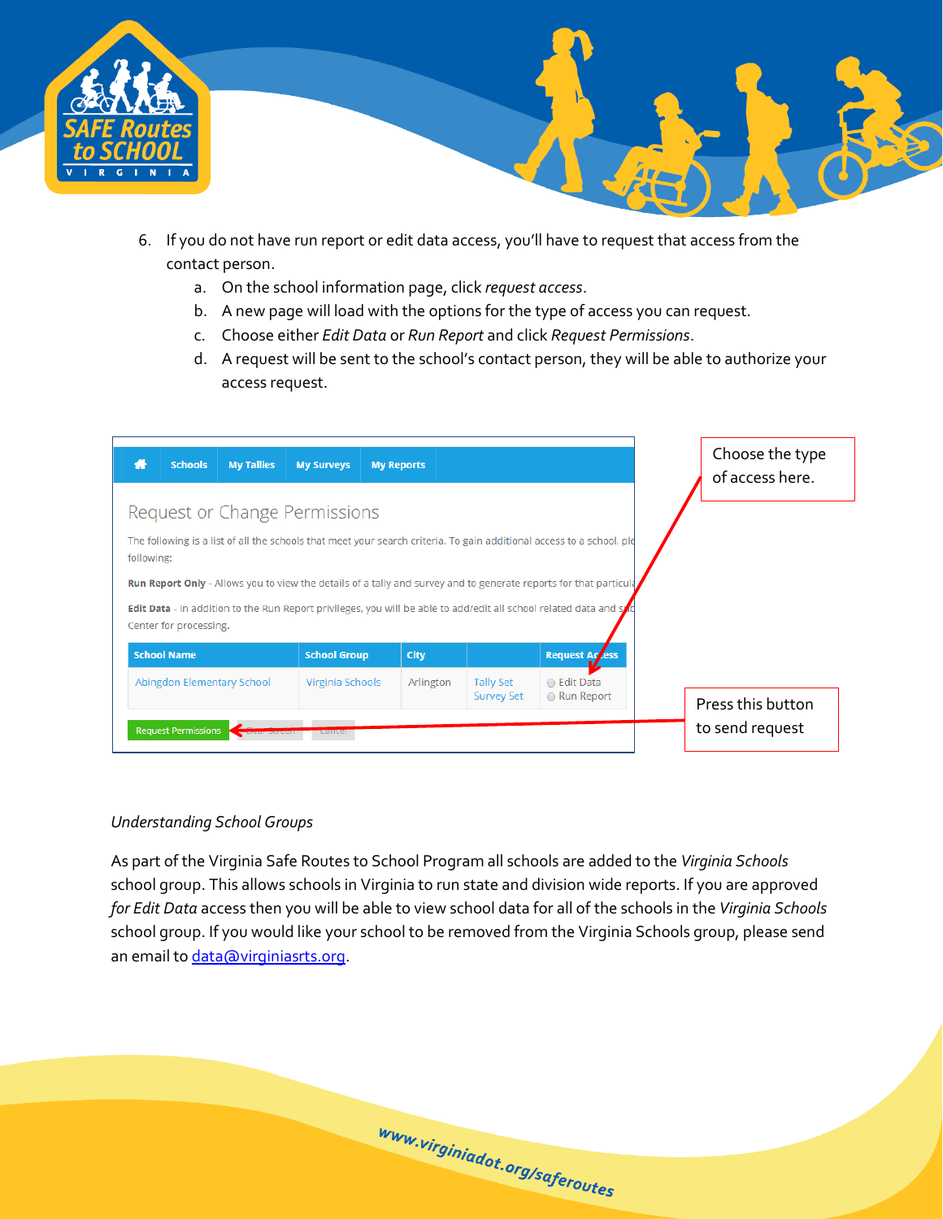6. If you do not have run report or edit data access, you'll have to request that access from the contact person.
    a. On the school information page, click *request access*.
    b. A new page will load with the options for the type of access you can request.
    c. Choose either *Edit Data* or *Run Report* and click *Request Permissions*.
    d. A request will be sent to the school's contact person, they will be able to authorize your access request.

Choose the type of access here.

Press this button to send request

*Understanding School Groups*

As part of the Virginia Safe Routes to School Program all schools are added to the *Virginia Schools* school group. This allows schools in Virginia to run state and division wide reports. If you are approved *for Edit Data* access then you will be able to view school data for all of the schools in the *Virginia Schools* school group. If you would like your school to be removed from the Virginia Schools group, please send an email to data@virginiasrts.org.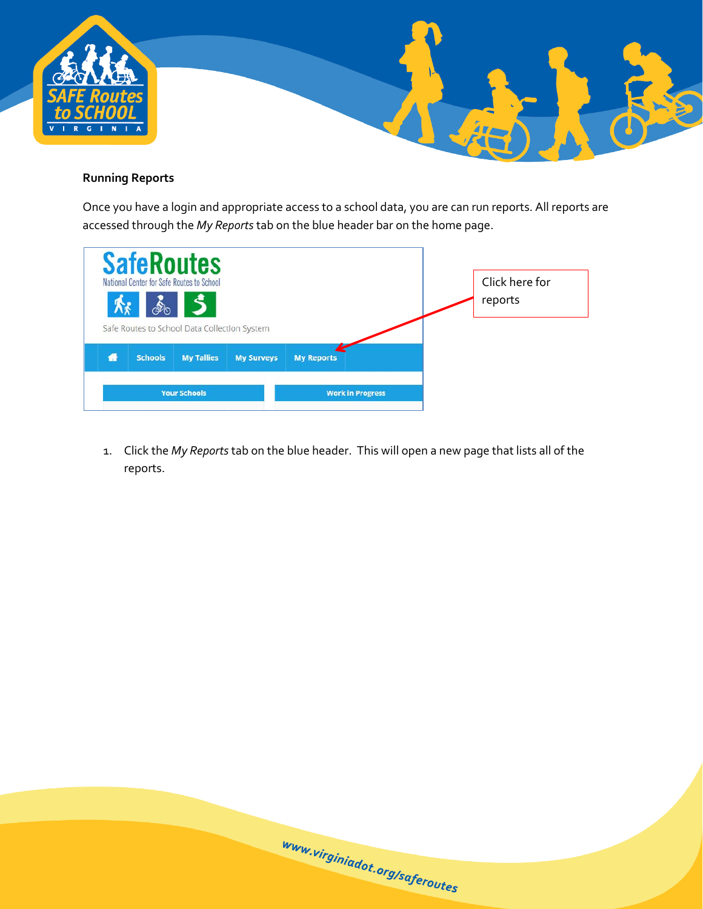**Running Reports**

Once you have a login and appropriate access to a school data, you are can run reports. All reports are accessed through the *My Reports* tab on the blue header bar on the home page.

Click here for reports

1. Click the *My Reports* tab on the blue header. This will open a new page that lists all of the reports.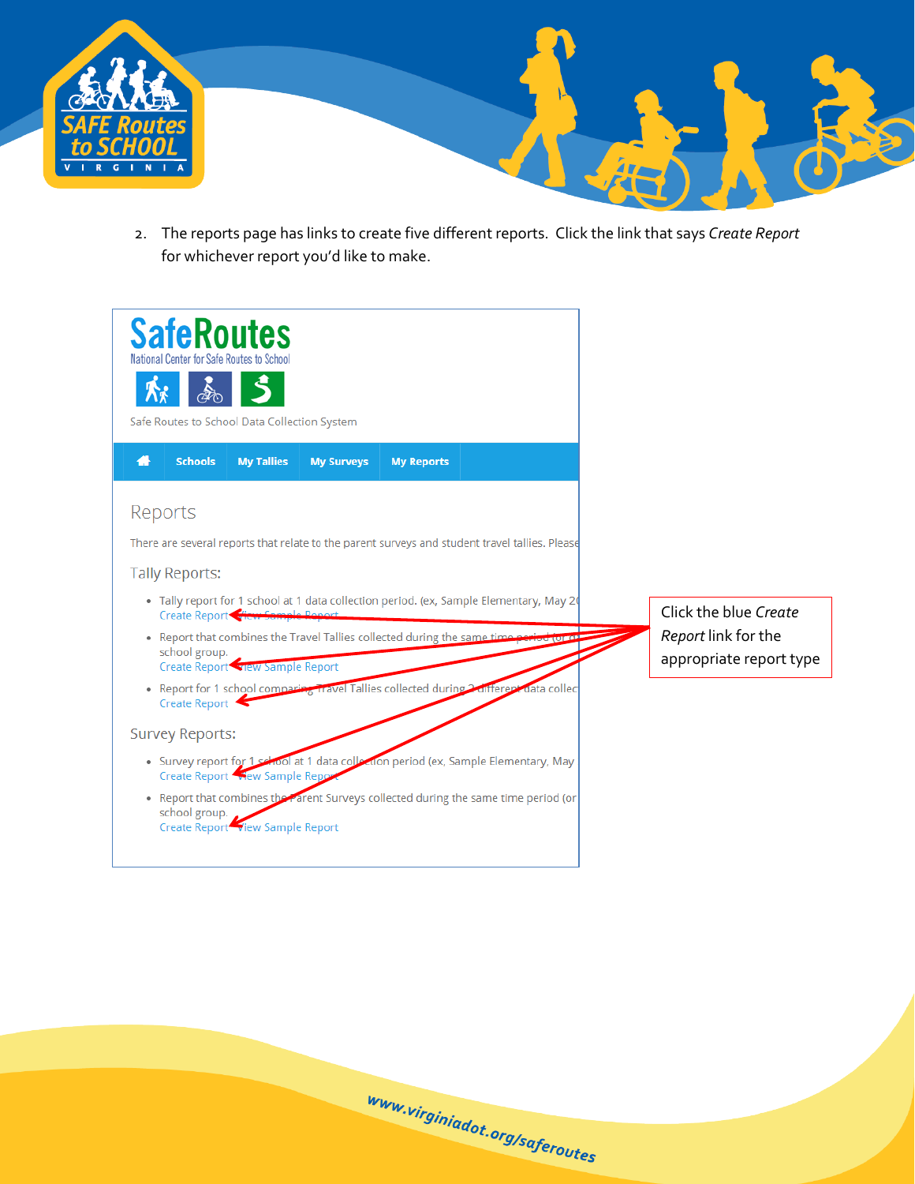2. The reports page has links to create five different reports. Click the link that says *Create Report* for whichever report you'd like to make.

SafeRoutes
National Center for Safe Routes to School

Safe Routes to School Data Collection System

Schools | My Tallies | My Surveys | My Reports

## Reports

There are several reports that relate to the parent surveys and student travel tallies. Please

### Tally Reports:

- Tally report for 1 school at 1 data collection period. (ex, Sample Elementary, May 20
  Create Report View Sample Report
- Report that combines the Travel Tallies collected during the same time period (or o school group.
  Create Report View Sample Report
- Report for 1 school comparing Travel Tallies collected during 2 different data collec
  Create Report

### Survey Reports:

- Survey report for 1 school at 1 data collection period (ex, Sample Elementary, May
  Create Report View Sample Report
- Report that combines the Parent Surveys collected during the same time period (or school group.
  Create Report View Sample Report

Click the blue *Create Report* link for the appropriate report type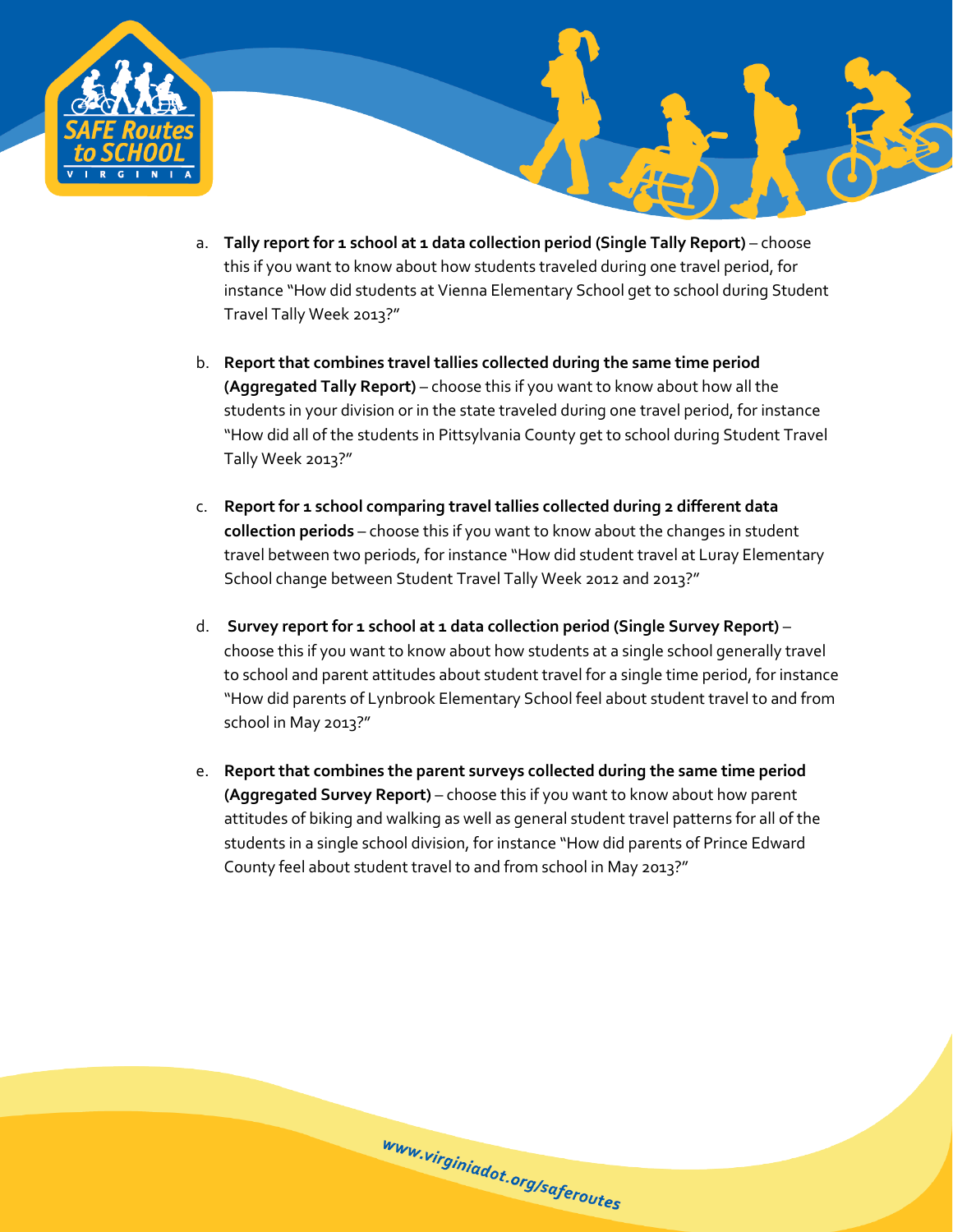a. **Tally report for 1 school at 1 data collection period (Single Tally Report)** – choose this if you want to know about how students traveled during one travel period, for instance "How did students at Vienna Elementary School get to school during Student Travel Tally Week 2013?"

b. **Report that combines travel tallies collected during the same time period (Aggregated Tally Report)** – choose this if you want to know about how all the students in your division or in the state traveled during one travel period, for instance "How did all of the students in Pittsylvania County get to school during Student Travel Tally Week 2013?"

c. **Report for 1 school comparing travel tallies collected during 2 different data collection periods** – choose this if you want to know about the changes in student travel between two periods, for instance "How did student travel at Luray Elementary School change between Student Travel Tally Week 2012 and 2013?"

d. **Survey report for 1 school at 1 data collection period (Single Survey Report)** – choose this if you want to know about how students at a single school generally travel to school and parent attitudes about student travel for a single time period, for instance "How did parents of Lynbrook Elementary School feel about student travel to and from school in May 2013?"

e. **Report that combines the parent surveys collected during the same time period (Aggregated Survey Report)** – choose this if you want to know about how parent attitudes of biking and walking as well as general student travel patterns for all of the students in a single school division, for instance "How did parents of Prince Edward County feel about student travel to and from school in May 2013?"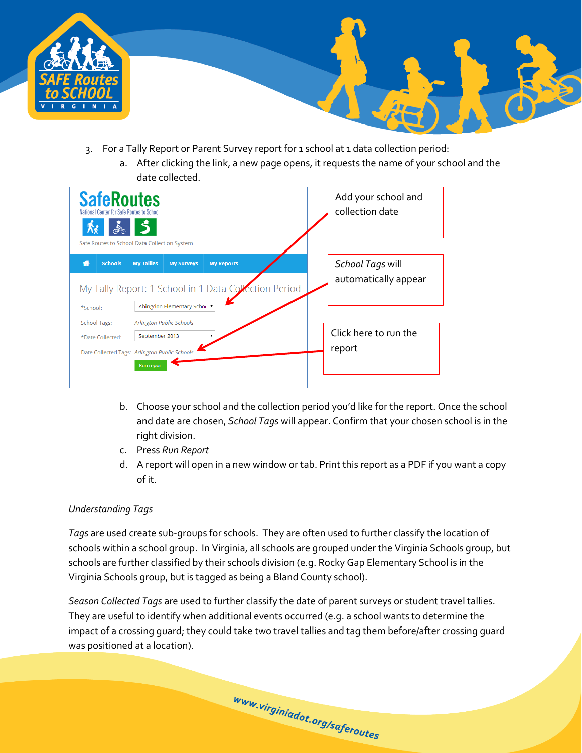3. For a Tally Report or Parent Survey report for 1 school at 1 data collection period:
    a. After clicking the link, a new page opens, it requests the name of your school and the date collected.

Add your school and collection date

School Tags will automatically appear

Click here to run the report

    b. Choose your school and the collection period you'd like for the report. Once the school and date are chosen, *School Tags* will appear. Confirm that your chosen school is in the right division.
    c. Press *Run Report*
    d. A report will open in a new window or tab. Print this report as a PDF if you want a copy of it.

*Understanding Tags*

*Tags* are used create sub-groups for schools. They are often used to further classify the location of schools within a school group. In Virginia, all schools are grouped under the Virginia Schools group, but schools are further classified by their schools division (e.g. Rocky Gap Elementary School is in the Virginia Schools group, but is tagged as being a Bland County school).

*Season Collected Tags* are used to further classify the date of parent surveys or student travel tallies. They are useful to identify when additional events occurred (e.g. a school wants to determine the impact of a crossing guard; they could take two travel tallies and tag them before/after crossing guard was positioned at a location).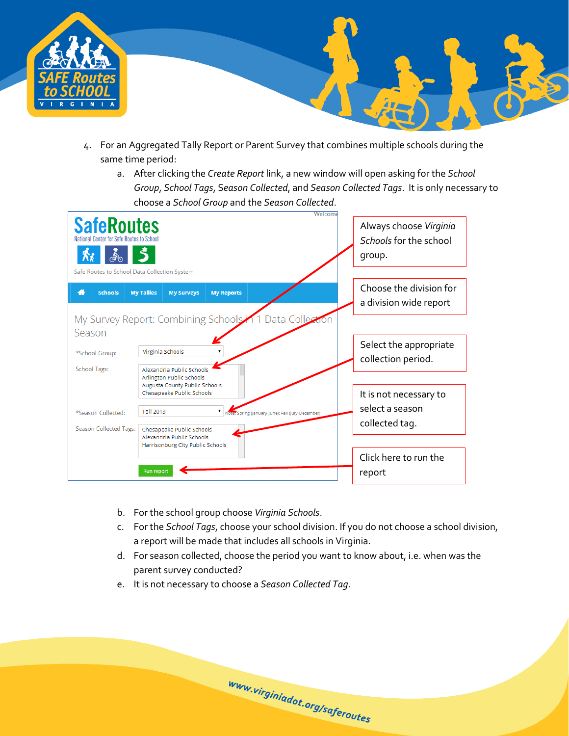4. For an Aggregated Tally Report or Parent Survey that combines multiple schools during the same time period:
    a. After clicking the *Create Report* link, a new window will open asking for the *School Group*, *School Tags*, *Season Collected*, and *Season Collected Tags*. It is only necessary to choose a *School Group* and the *Season Collected*.

Always choose *Virginia Schools* for the school group.

Choose the division for a division wide report

Select the appropriate collection period.

It is not necessary to select a season collected tag.

Click here to run the report

    b. For the school group choose *Virginia Schools*.
    c. For the *School Tags*, choose your school division. If you do not choose a school division, a report will be made that includes all schools in Virginia.
    d. For season collected, choose the period you want to know about, i.e. when was the parent survey conducted?
    e. It is not necessary to choose a *Season Collected Tag*.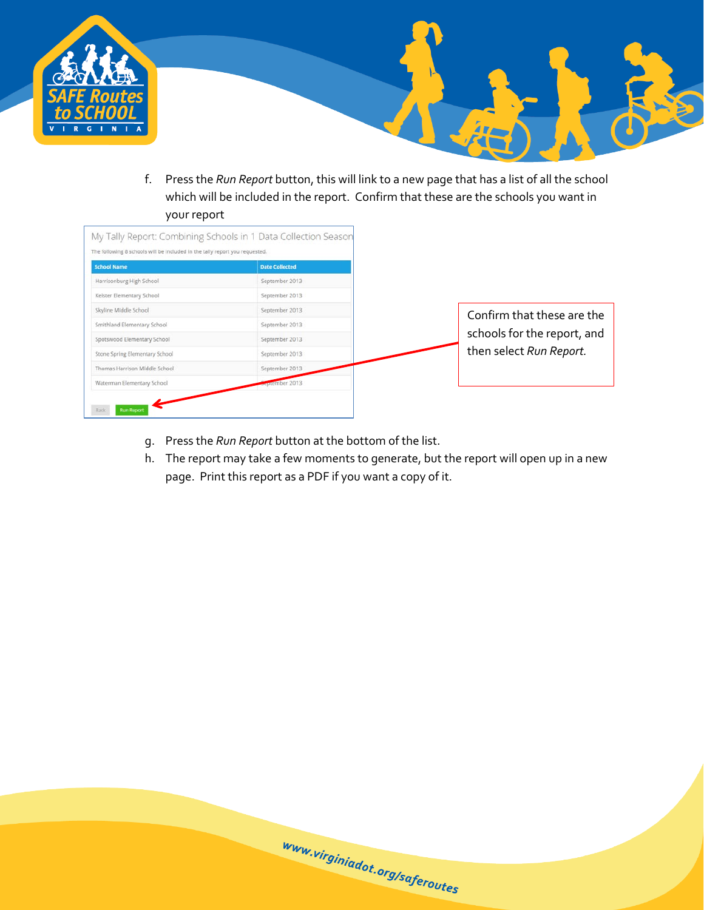f. Press the *Run Report* button, this will link to a new page that has a list of all the school which will be included in the report. Confirm that these are the schools you want in your report

My Tally Report: Combining Schools in 1 Data Collection Season

The following 8 schools will be included in the tally report you requested.

| School Name | Date Collected |
|---|---|
| Harrisonburg High School | September 2013 |
| Keister Elementary School | September 2013 |
| Skyline Middle School | September 2013 |
| Smithland Elementary School | September 2013 |
| Spotswood Elementary School | September 2013 |
| Stone Spring Elementary School | September 2013 |
| Thomas Harrison Middle School | September 2013 |
| Waterman Elementary School | September 2013 |

Back | Run Report

Confirm that these are the schools for the report, and then select *Run Report.*

g. Press the *Run Report* button at the bottom of the list.

h. The report may take a few moments to generate, but the report will open up in a new page. Print this report as a PDF if you want a copy of it.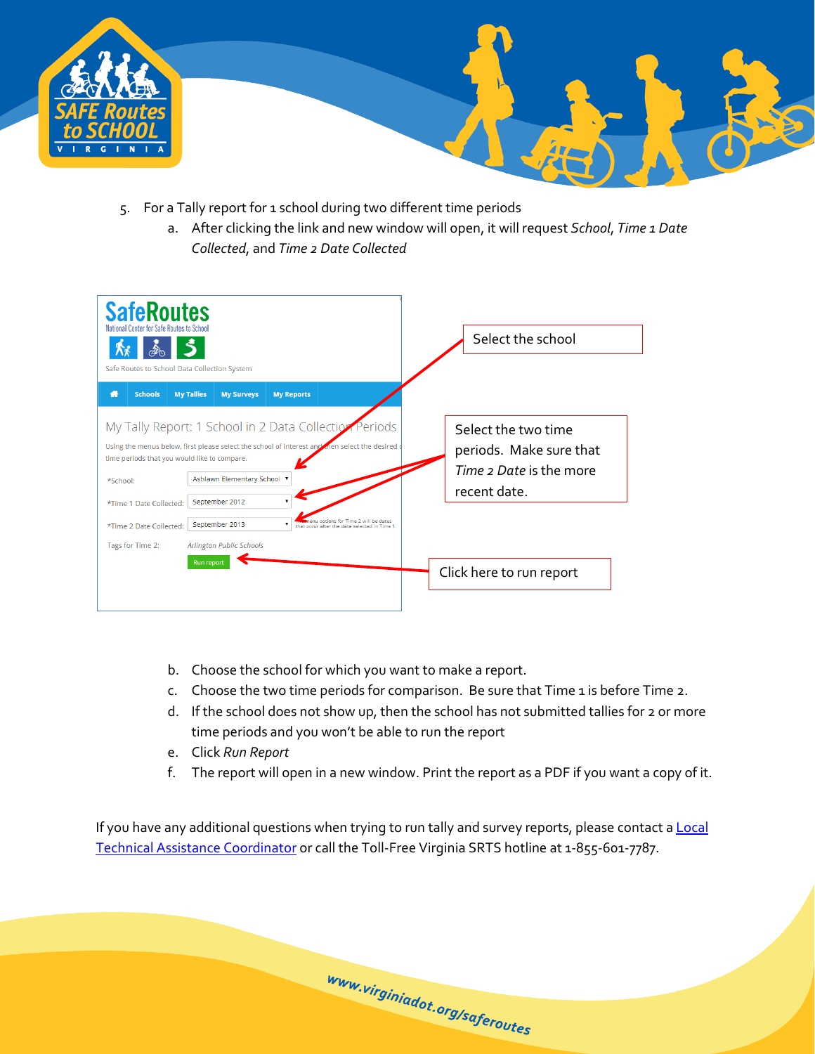5. For a Tally report for 1 school during two different time periods
    a. After clicking the link and new window will open, it will request *School*, *Time 1 Date Collected*, and *Time 2 Date Collected*

Select the school

Select the two time periods. Make sure that *Time 2 Date* is the more recent date.

Click here to run report

    b. Choose the school for which you want to make a report.
    c. Choose the two time periods for comparison. Be sure that Time 1 is before Time 2.
    d. If the school does not show up, then the school has not submitted tallies for 2 or more time periods and you won't be able to run the report
    e. Click *Run Report*
    f. The report will open in a new window. Print the report as a PDF if you want a copy of it.

If you have any additional questions when trying to run tally and survey reports, please contact a Local Technical Assistance Coordinator or call the Toll-Free Virginia SRTS hotline at 1-855-601-7787.